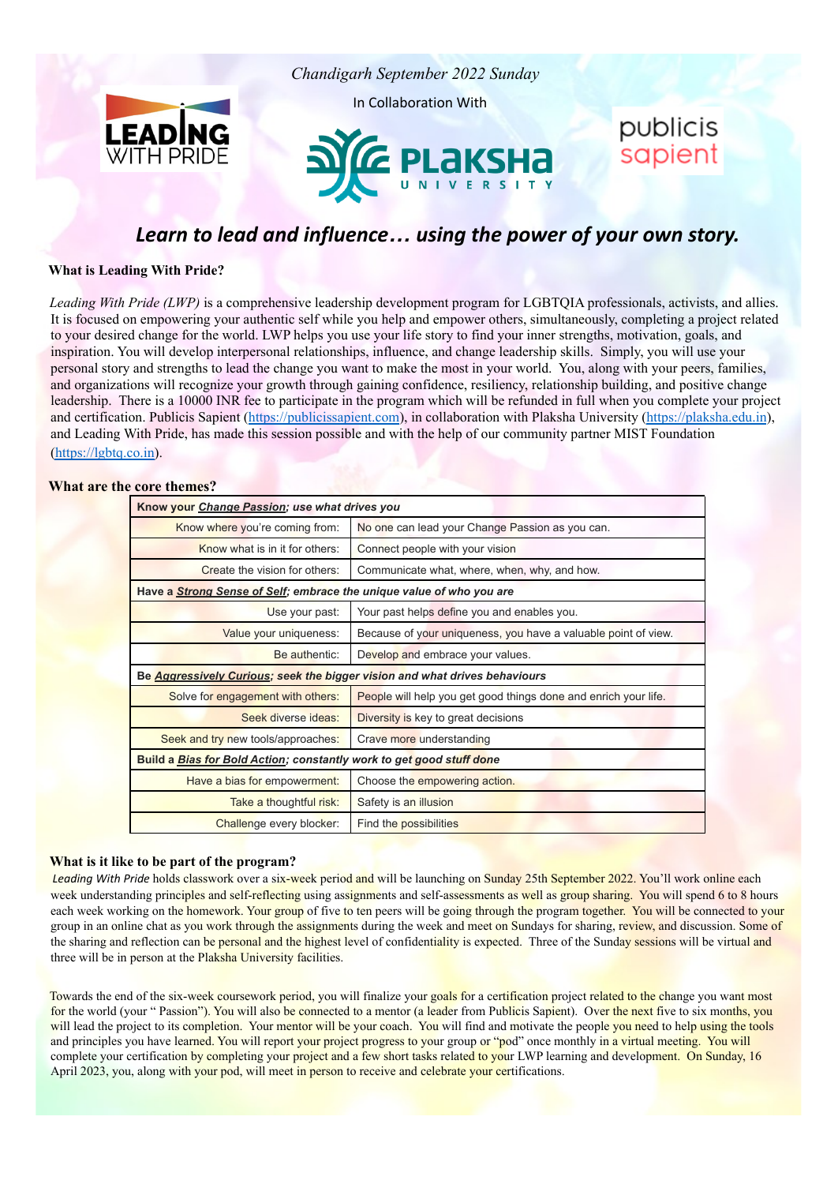*Chandigarh September 2022 Sunday*

In Collaboration With

## *Learn to lead and influence… using the power of your own story.*

**What is Leading With Pride?**

*Leading With Pride (LWP)* is a comprehensive leadership development program for LGBTQIA professionals, activists, and allies. It is focused on empowering your authentic self while you help and empower others, simultaneously, completing a project related to your desired change for the world. LWP helps you use your life story to find your inner strengths, motivation, goals, and inspiration. You will develop interpersonal relationships, influence, and change leadership skills. Simply, you will use your personal story and strengths to lead the change you want to make the most in your world. You, along with your peers, families, and organizations will recognize your growth through gaining confidence, resiliency, relationship building, and positive change leadership. There is a 10000 INR fee to participate in the program which will be refunded in full when you complete your project and certification. Publicis Sapient (https://publicissapient.com), in collaboration with Plaksha University (https://plaksha.edu.in), and Leading With Pride, has made this session possible and with the help of our community partner MIST Foundation (https://lgbtq.co.in).

**What are the core themes?**

| **Know your *Change Passion*; use what drives you** | |
|---|---|
| Know where you're coming from: | No one can lead your Change Passion as you can. |
| Know what is in it for others: | Connect people with your vision |
| Create the vision for others: | Communicate what, where, when, why, and how. |
| **Have a *Strong Sense of Self*; embrace the unique value of who you are** | |
| Use your past: | Your past helps define you and enables you. |
| Value your uniqueness: | Because of your uniqueness, you have a valuable point of view. |
| Be authentic: | Develop and embrace your values. |
| **Be *Aggressively Curious*; seek the bigger vision and what drives behaviours** | |
| Solve for engagement with others: | People will help you get good things done and enrich your life. |
| Seek diverse ideas: | Diversity is key to great decisions |
| Seek and try new tools/approaches: | Crave more understanding |
| **Build a *Bias for Bold Action*; constantly work to get good stuff done** | |
| Have a bias for empowerment: | Choose the empowering action. |
| Take a thoughtful risk: | Safety is an illusion |
| Challenge every blocker: | Find the possibilities |

**What is it like to be part of the program?**

*Leading With Pride* holds classwork over a six-week period and will be launching on Sunday 25th September 2022. You'll work online each week understanding principles and self-reflecting using assignments and self-assessments as well as group sharing. You will spend 6 to 8 hours each week working on the homework. Your group of five to ten peers will be going through the program together. You will be connected to your group in an online chat as you work through the assignments during the week and meet on Sundays for sharing, review, and discussion. Some of the sharing and reflection can be personal and the highest level of confidentiality is expected. Three of the Sunday sessions will be virtual and three will be in person at the Plaksha University facilities.

Towards the end of the six-week coursework period, you will finalize your goals for a certification project related to the change you want most for the world (your " Passion"). You will also be connected to a mentor (a leader from Publicis Sapient). Over the next five to six months, you will lead the project to its completion. Your mentor will be your coach. You will find and motivate the people you need to help using the tools and principles you have learned. You will report your project progress to your group or "pod" once monthly in a virtual meeting. You will complete your certification by completing your project and a few short tasks related to your LWP learning and development. On Sunday, 16 April 2023, you, along with your pod, will meet in person to receive and celebrate your certifications.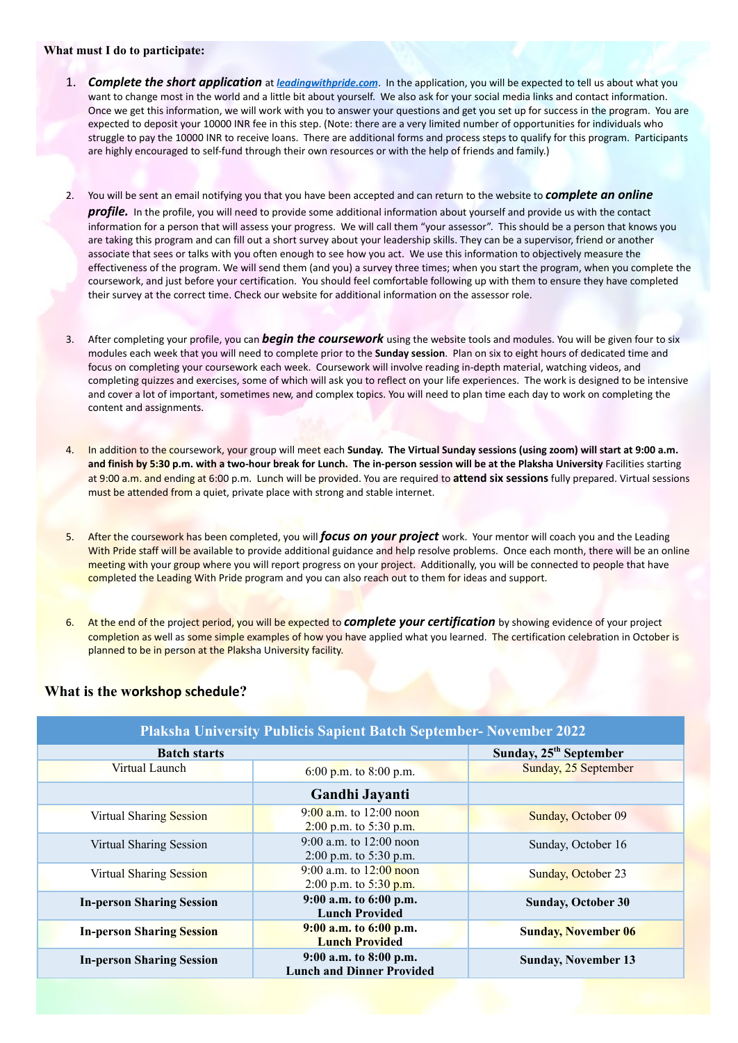**What must I do to participate:**

1. ***Complete the short application*** at [*leadingwithpride.com*](leadingwithpride.com). In the application, you will be expected to tell us about what you want to change most in the world and a little bit about yourself. We also ask for your social media links and contact information. Once we get this information, we will work with you to answer your questions and get you set up for success in the program. You are expected to deposit your 10000 INR fee in this step. (Note: there are a very limited number of opportunities for individuals who struggle to pay the 10000 INR to receive loans. There are additional forms and process steps to qualify for this program. Participants are highly encouraged to self-fund through their own resources or with the help of friends and family.)

2. You will be sent an email notifying you that you have been accepted and can return to the website to ***complete an online profile.*** In the profile, you will need to provide some additional information about yourself and provide us with the contact information for a person that will assess your progress. We will call them "your assessor". This should be a person that knows you are taking this program and can fill out a short survey about your leadership skills. They can be a supervisor, friend or another associate that sees or talks with you often enough to see how you act. We use this information to objectively measure the effectiveness of the program. We will send them (and you) a survey three times; when you start the program, when you complete the coursework, and just before your certification. You should feel comfortable following up with them to ensure they have completed their survey at the correct time. Check our website for additional information on the assessor role.

3. After completing your profile, you can ***begin the coursework*** using the website tools and modules. You will be given four to six modules each week that you will need to complete prior to the **Sunday session**. Plan on six to eight hours of dedicated time and focus on completing your coursework each week. Coursework will involve reading in-depth material, watching videos, and completing quizzes and exercises, some of which will ask you to reflect on your life experiences. The work is designed to be intensive and cover a lot of important, sometimes new, and complex topics. You will need to plan time each day to work on completing the content and assignments.

4. In addition to the coursework, your group will meet each **Sunday. The Virtual Sunday sessions (using zoom) will start at 9:00 a.m. and finish by 5:30 p.m. with a two-hour break for Lunch. The in-person session will be at the Plaksha University** Facilities starting at 9:00 a.m. and ending at 6:00 p.m. Lunch will be provided. You are required to **attend six sessions** fully prepared. Virtual sessions must be attended from a quiet, private place with strong and stable internet.

5. After the coursework has been completed, you will ***focus on your project*** work. Your mentor will coach you and the Leading With Pride staff will be available to provide additional guidance and help resolve problems. Once each month, there will be an online meeting with your group where you will report progress on your project. Additionally, you will be connected to people that have completed the Leading With Pride program and you can also reach out to them for ideas and support.

6. At the end of the project period, you will be expected to ***complete your certification*** by showing evidence of your project completion as well as some simple examples of how you have applied what you learned. The certification celebration in October is planned to be in person at the Plaksha University facility.

## What is the workshop schedule?

| Plaksha University Publicis Sapient Batch September- November 2022 | | |
|---|---|---|
| **Batch starts** | | **Sunday, 25th September** |
| Virtual Launch | 6:00 p.m. to 8:00 p.m. | Sunday, 25 September |
| | **Gandhi Jayanti** | |
| Virtual Sharing Session | 9:00 a.m. to 12:00 noon<br>2:00 p.m. to 5:30 p.m. | Sunday, October 09 |
| Virtual Sharing Session | 9:00 a.m. to 12:00 noon<br>2:00 p.m. to 5:30 p.m. | Sunday, October 16 |
| Virtual Sharing Session | 9:00 a.m. to 12:00 noon<br>2:00 p.m. to 5:30 p.m. | Sunday, October 23 |
| **In-person Sharing Session** | **9:00 a.m. to 6:00 p.m.<br>Lunch Provided** | **Sunday, October 30** |
| **In-person Sharing Session** | **9:00 a.m. to 6:00 p.m.<br>Lunch Provided** | **Sunday, November 06** |
| **In-person Sharing Session** | **9:00 a.m. to 8:00 p.m.<br>Lunch and Dinner Provided** | **Sunday, November 13** |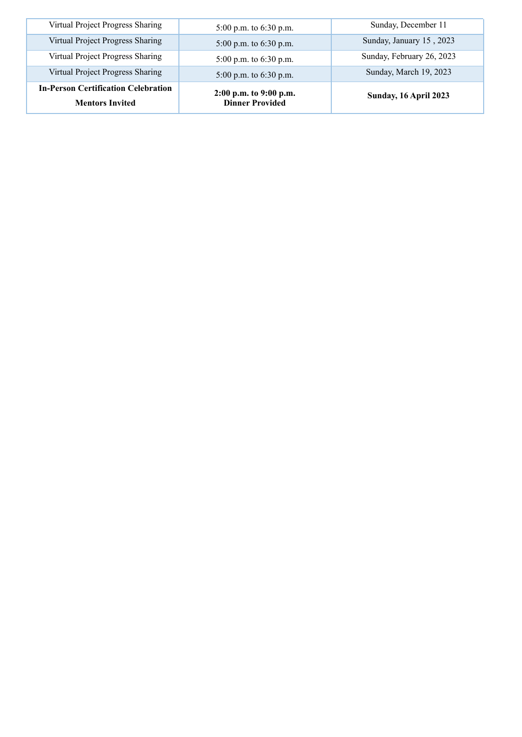| | | |
|---|---|---|
| Virtual Project Progress Sharing | 5:00 p.m. to 6:30 p.m. | Sunday, December 11 |
| Virtual Project Progress Sharing | 5:00 p.m. to 6:30 p.m. | Sunday, January 15 , 2023 |
| Virtual Project Progress Sharing | 5:00 p.m. to 6:30 p.m. | Sunday, February 26, 2023 |
| Virtual Project Progress Sharing | 5:00 p.m. to 6:30 p.m. | Sunday, March 19, 2023 |
| **In-Person Certification Celebration Mentors Invited** | **2:00 p.m. to 9:00 p.m. Dinner Provided** | **Sunday, 16 April 2023** |